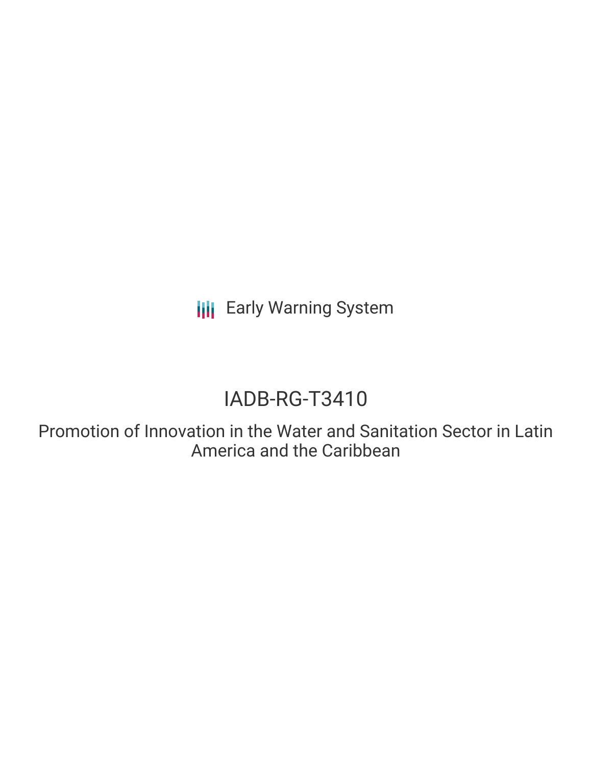Early Warning System

# IADB-RG-T3410

## Promotion of Innovation in the Water and Sanitation Sector in Latin America and the Caribbean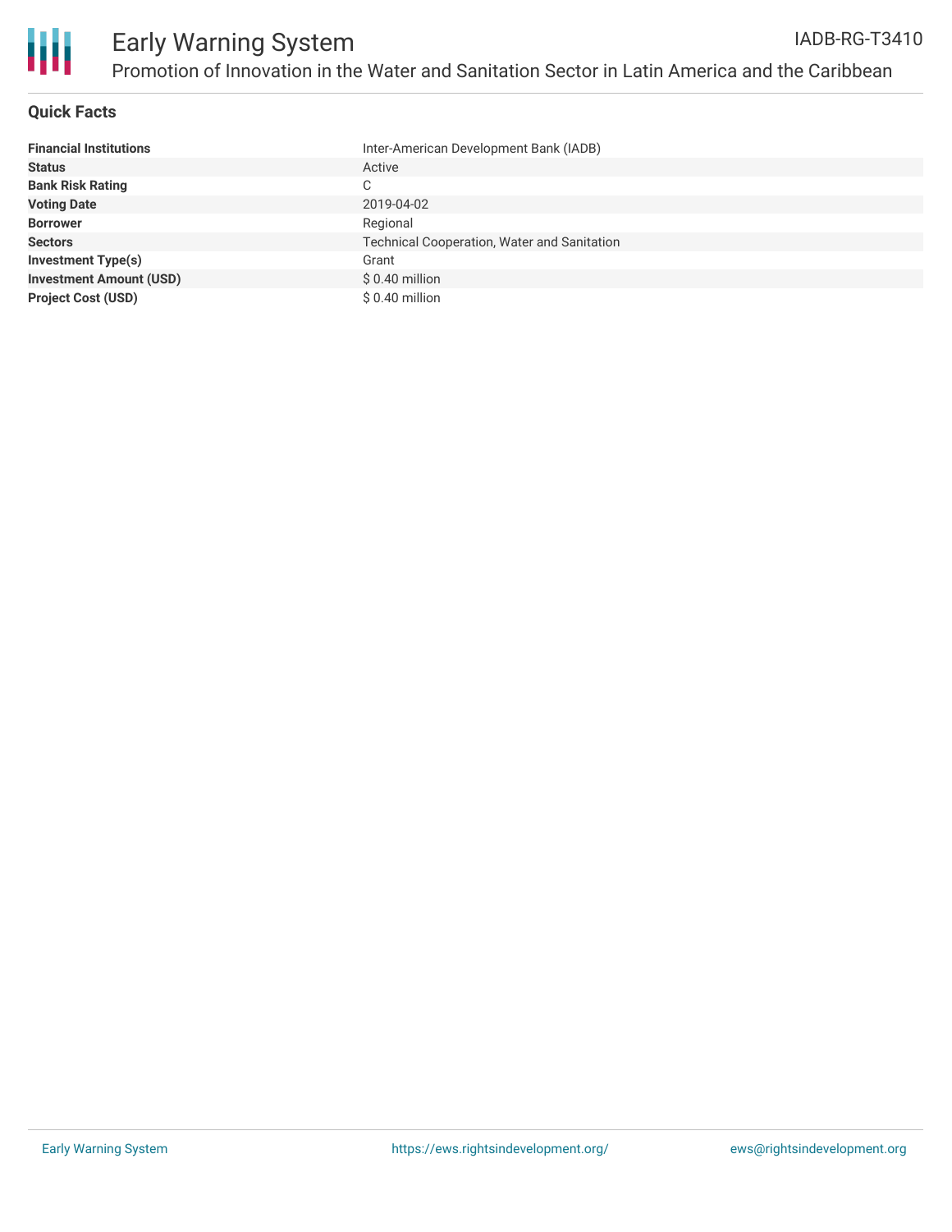# Early Warning System

IADB-RG-T3410

Promotion of Innovation in the Water and Sanitation Sector in Latin America and the Caribbean

## Quick Facts

| | |
|---|---|
| **Financial Institutions** | Inter-American Development Bank (IADB) |
| **Status** | Active |
| **Bank Risk Rating** | C |
| **Voting Date** | 2019-04-02 |
| **Borrower** | Regional |
| **Sectors** | Technical Cooperation, Water and Sanitation |
| **Investment Type(s)** | Grant |
| **Investment Amount (USD)** | $ 0.40 million |
| **Project Cost (USD)** | $ 0.40 million |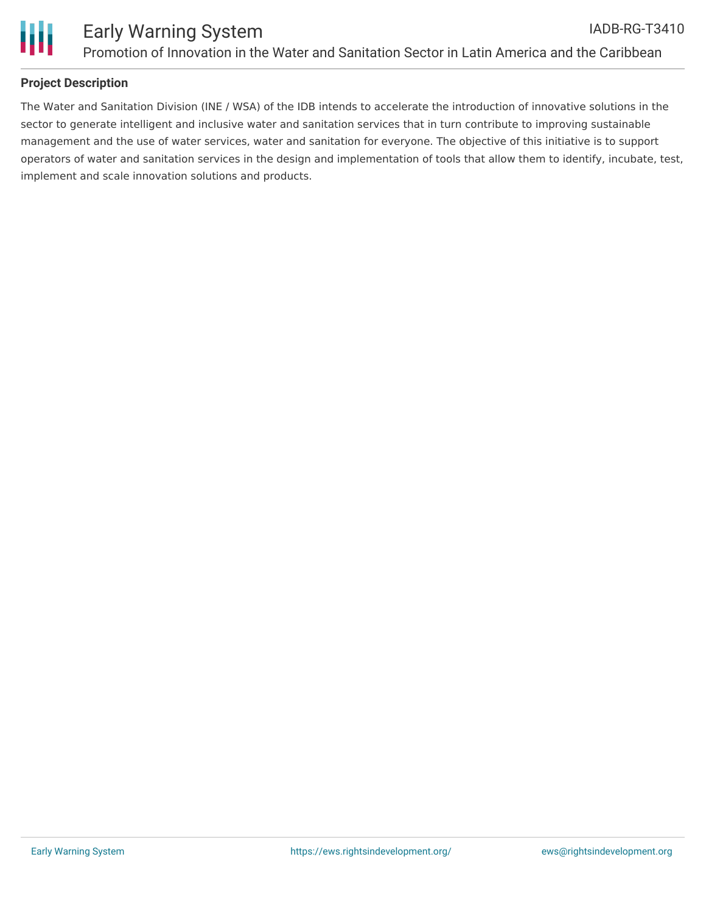## Project Description

The Water and Sanitation Division (INE / WSA) of the IDB intends to accelerate the introduction of innovative solutions in the sector to generate intelligent and inclusive water and sanitation services that in turn contribute to improving sustainable management and the use of water services, water and sanitation for everyone. The objective of this initiative is to support operators of water and sanitation services in the design and implementation of tools that allow them to identify, incubate, test, implement and scale innovation solutions and products.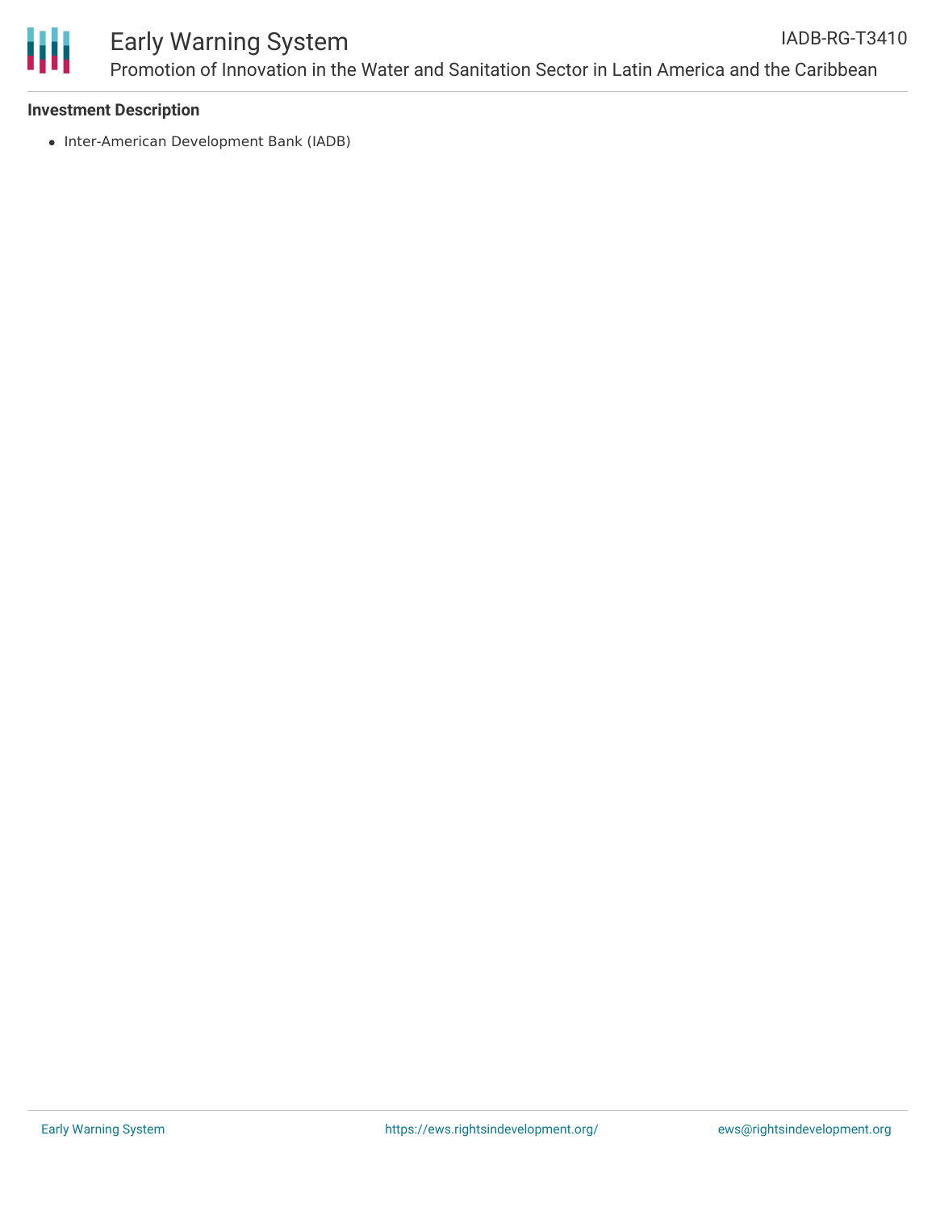**Investment Description**

- Inter-American Development Bank (IADB)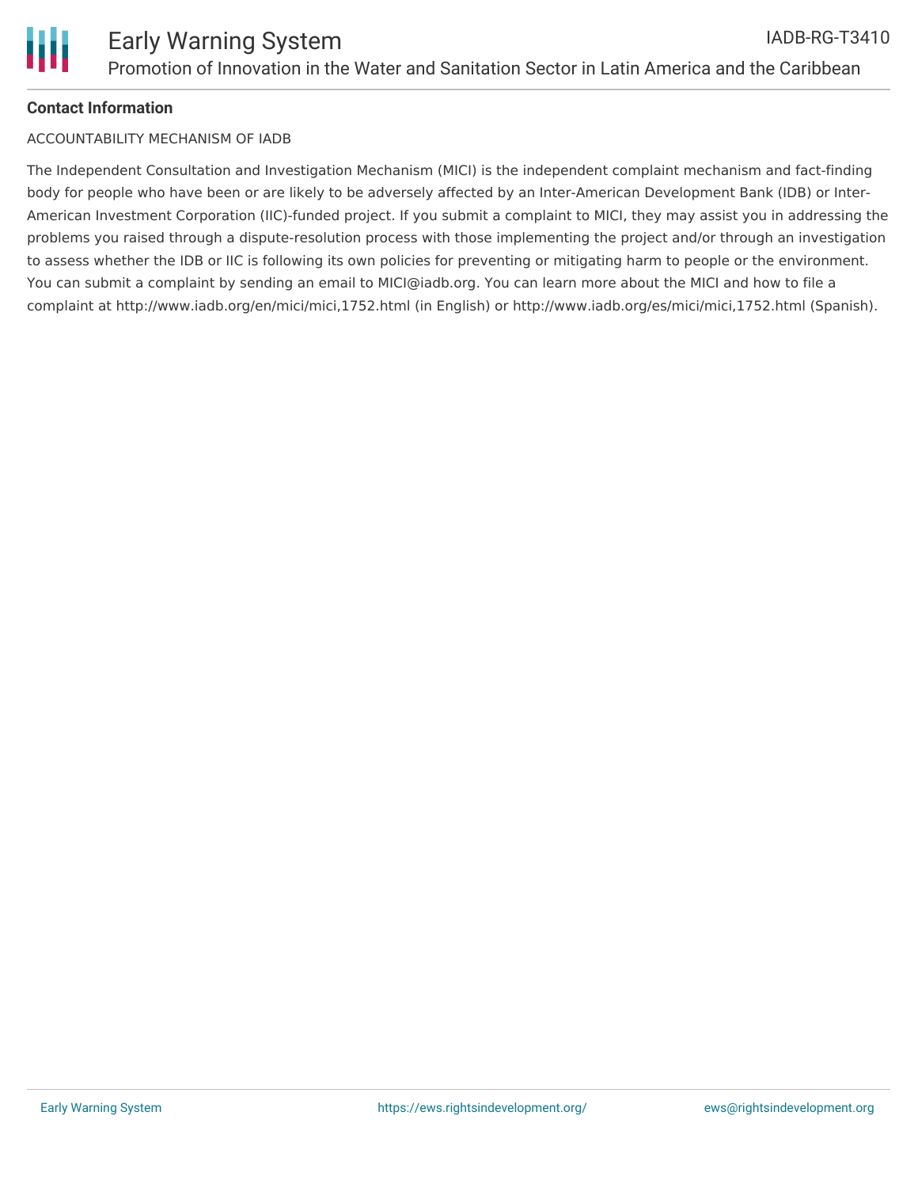**Contact Information**

ACCOUNTABILITY MECHANISM OF IADB

The Independent Consultation and Investigation Mechanism (MICI) is the independent complaint mechanism and fact-finding body for people who have been or are likely to be adversely affected by an Inter-American Development Bank (IDB) or Inter-American Investment Corporation (IIC)-funded project. If you submit a complaint to MICI, they may assist you in addressing the problems you raised through a dispute-resolution process with those implementing the project and/or through an investigation to assess whether the IDB or IIC is following its own policies for preventing or mitigating harm to people or the environment. You can submit a complaint by sending an email to MICI@iadb.org. You can learn more about the MICI and how to file a complaint at http://www.iadb.org/en/mici/mici,1752.html (in English) or http://www.iadb.org/es/mici/mici,1752.html (Spanish).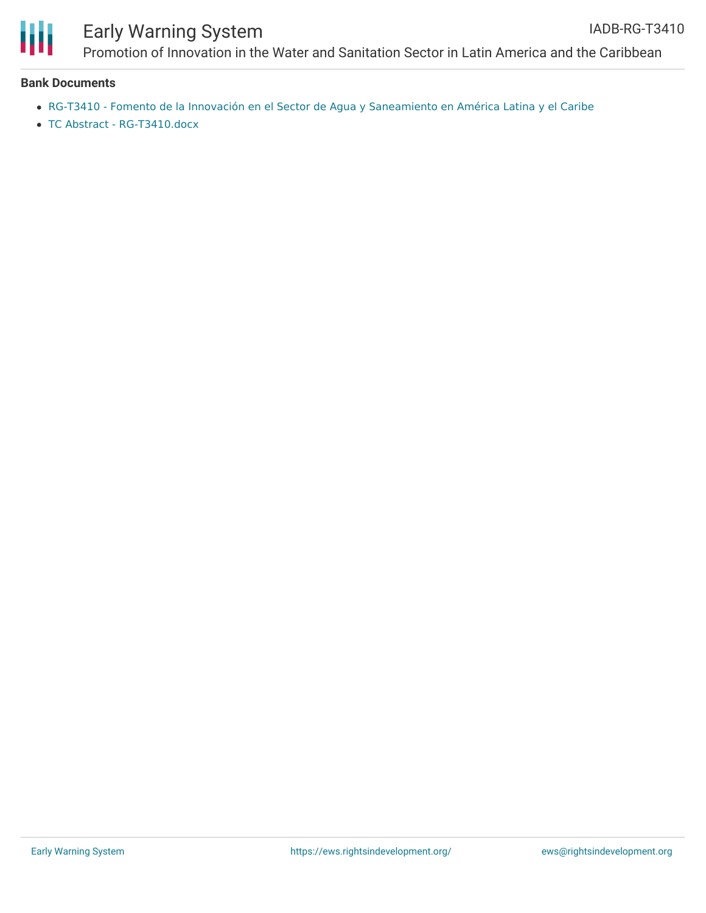## Bank Documents

- RG-T3410 - Fomento de la Innovación en el Sector de Agua y Saneamiento en América Latina y el Caribe
- TC Abstract - RG-T3410.docx